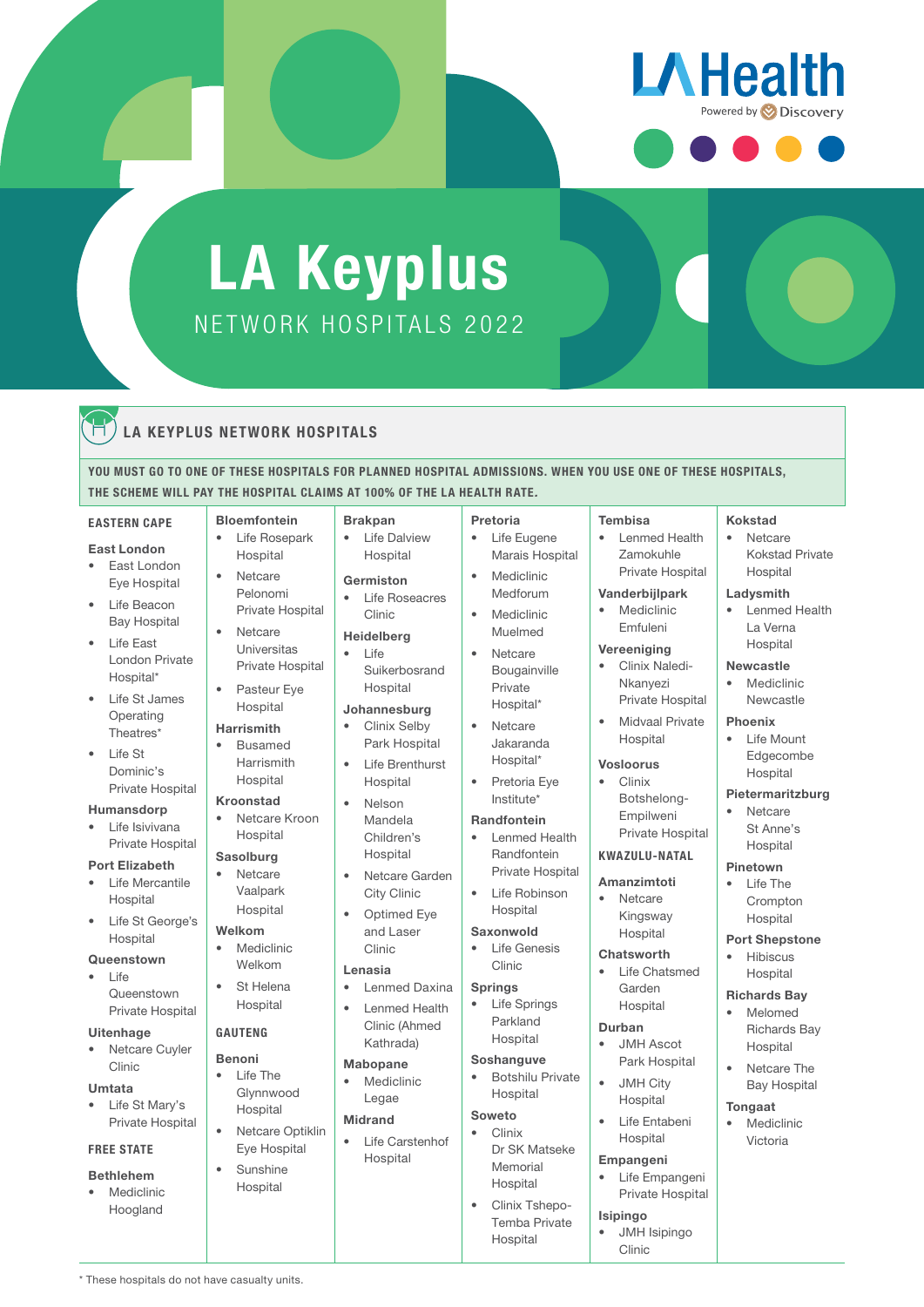LA Health

Powered by Discovery

# LA Keyplus

NETWORK HOSPITALS 2022

## LA KEYPLUS NETWORK HOSPITALS

**YOU MUST GO TO ONE OF THESE HOSPITALS FOR PLANNED HOSPITAL ADMISSIONS. WHEN YOU USE ONE OF THESE HOSPITALS, THE SCHEME WILL PAY THE HOSPITAL CLAIMS AT 100% OF THE LA HEALTH RATE.**

### EASTERN CAPE

**East London**
- East London Eye Hospital
- Life Beacon Bay Hospital
- Life East London Private Hospital*
- Life St James Operating Theatres*
- Life St Dominic's Private Hospital

**Humansdorp**
- Life Isivivana Private Hospital

**Port Elizabeth**
- Life Mercantile Hospital
- Life St George's Hospital

**Queenstown**
- Life Queenstown Private Hospital

**Uitenhage**
- Netcare Cuyler Clinic

**Umtata**
- Life St Mary's Private Hospital

### FREE STATE

**Bethlehem**
- Mediclinic Hoogland

**Bloemfontein**
- Life Rosepark Hospital
- Netcare Pelonomi Private Hospital
- Netcare Universitas Private Hospital
- Pasteur Eye Hospital

**Harrismith**
- Busamed Harrismith Hospital

**Kroonstad**
- Netcare Kroon Hospital

**Sasolburg**
- Netcare Vaalpark Hospital

**Welkom**
- Mediclinic Welkom
- St Helena Hospital

### GAUTENG

**Benoni**
- Life The Glynnwood Hospital
- Netcare Optiklin Eye Hospital
- Sunshine Hospital

**Brakpan**
- Life Dalview Hospital

**Germiston**
- Life Roseacres Clinic

**Heidelberg**
- Life Suikerbosrand Hospital

**Johannesburg**
- Clinix Selby Park Hospital
- Life Brenthurst Hospital
- Nelson Mandela Children's Hospital
- Netcare Garden City Clinic
- Optimed Eye and Laser Clinic

**Lenasia**
- Lenmed Daxina
- Lenmed Health Clinic (Ahmed Kathrada)

**Mabopane**
- Mediclinic Legae

**Midrand**
- Life Carstenhof Hospital

**Pretoria**
- Life Eugene Marais Hospital
- Mediclinic Medforum
- Mediclinic Muelmed
- Netcare Bougainville Private Hospital*
- Netcare Jakaranda Hospital*
- Pretoria Eye Institute*

**Randfontein**
- Lenmed Health Randfontein Private Hospital
- Life Robinson Hospital

**Saxonwold**
- Life Genesis Clinic

**Springs**
- Life Springs Parkland Hospital

**Soshanguve**
- Botshilu Private Hospital

**Soweto**
- Clinix Dr SK Matseke Memorial Hospital
- Clinix Tshepo-Temba Private Hospital

**Tembisa**
- Lenmed Health Zamokuhle Private Hospital

**Vanderbijlpark**
- Mediclinic Emfuleni

**Vereeniging**
- Clinix Naledi-Nkanyezi Private Hospital
- Midvaal Private Hospital

**Vosloorus**
- Clinix Botshelong-Empilweni Private Hospital

### KWAZULU-NATAL

**Amanzimtoti**
- Netcare Kingsway Hospital

**Chatsworth**
- Life Chatsmed Garden Hospital

**Durban**
- JMH Ascot Park Hospital
- JMH City Hospital
- Life Entabeni Hospital

**Empangeni**
- Life Empangeni Private Hospital

**Isipingo**
- JMH Isipingo Clinic

**Kokstad**
- Netcare Kokstad Private Hospital

**Ladysmith**
- Lenmed Health La Verna Hospital

**Newcastle**
- Mediclinic Newcastle

**Phoenix**
- Life Mount Edgecombe Hospital

**Pietermaritzburg**
- Netcare St Anne's Hospital

**Pinetown**
- Life The Crompton Hospital

**Port Shepstone**
- Hibiscus Hospital

**Richards Bay**
- Melomed Richards Bay Hospital
- Netcare The Bay Hospital

**Tongaat**
- Mediclinic Victoria

\* These hospitals do not have casualty units.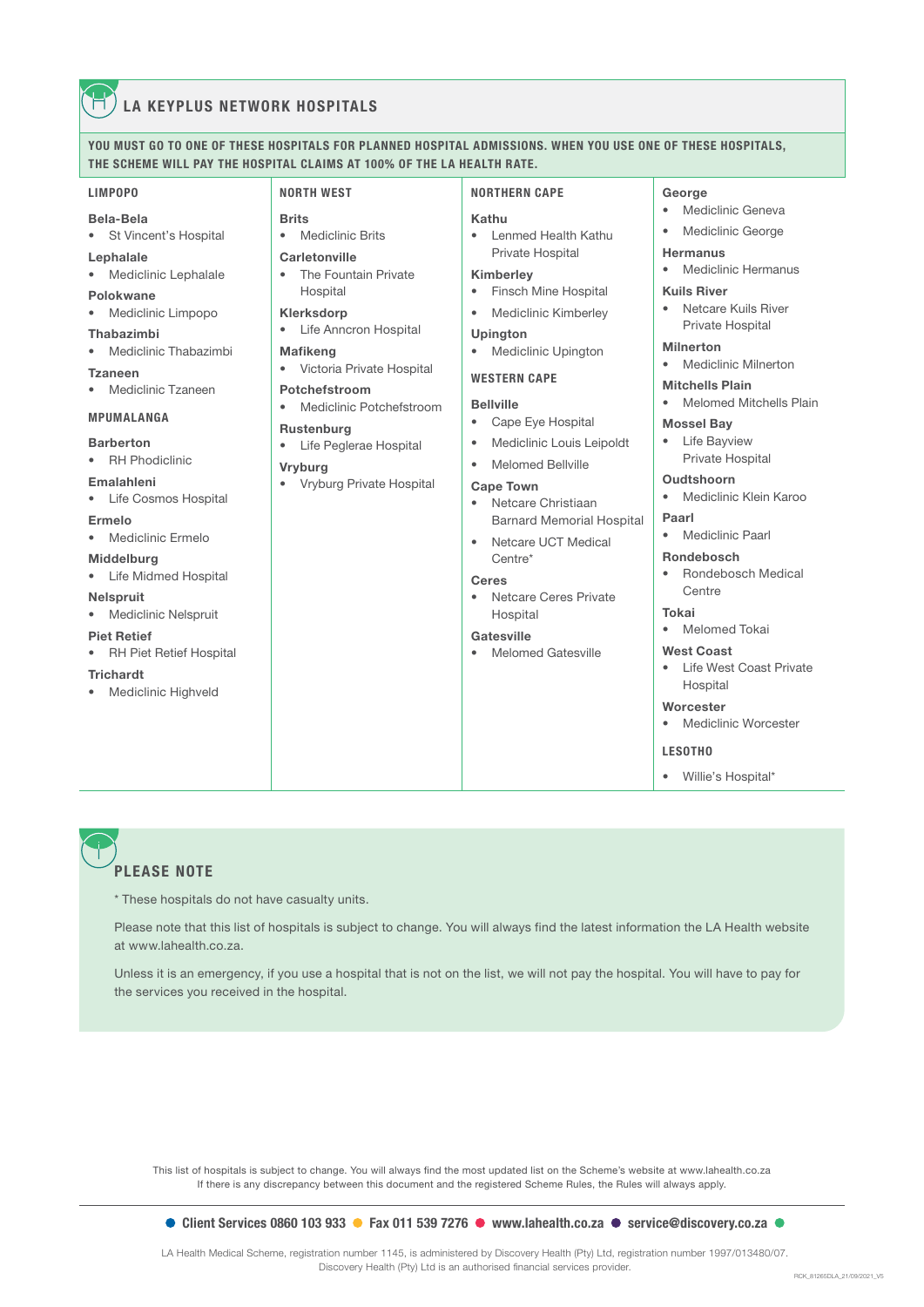## LA KEYPLUS NETWORK HOSPITALS

**YOU MUST GO TO ONE OF THESE HOSPITALS FOR PLANNED HOSPITAL ADMISSIONS. WHEN YOU USE ONE OF THESE HOSPITALS, THE SCHEME WILL PAY THE HOSPITAL CLAIMS AT 100% OF THE LA HEALTH RATE.**

### LIMPOPO

**Bela-Bela**
- St Vincent's Hospital

**Lephalale**
- Mediclinic Lephalale

**Polokwane**
- Mediclinic Limpopo

**Thabazimbi**
- Mediclinic Thabazimbi

**Tzaneen**
- Mediclinic Tzaneen

### MPUMALANGA

**Barberton**
- RH Phodiclinic

**Emalahleni**
- Life Cosmos Hospital

**Ermelo**
- Mediclinic Ermelo

**Middelburg**
- Life Midmed Hospital

**Nelspruit**
- Mediclinic Nelspruit

**Piet Retief**
- RH Piet Retief Hospital

**Trichardt**
- Mediclinic Highveld

### NORTH WEST

**Brits**
- Mediclinic Brits

**Carletonville**
- The Fountain Private Hospital

**Klerksdorp**
- Life Anncron Hospital

**Mafikeng**
- Victoria Private Hospital

**Potchefstroom**
- Mediclinic Potchefstroom

**Rustenburg**
- Life Peglerae Hospital

**Vryburg**
- Vryburg Private Hospital

### NORTHERN CAPE

**Kathu**
- Lenmed Health Kathu Private Hospital

**Kimberley**
- Finsch Mine Hospital
- Mediclinic Kimberley

**Upington**
- Mediclinic Upington

### WESTERN CAPE

**Bellville**
- Cape Eye Hospital
- Mediclinic Louis Leipoldt
- Melomed Bellville

**Cape Town**
- Netcare Christiaan Barnard Memorial Hospital
- Netcare UCT Medical Centre*

**Ceres**
- Netcare Ceres Private Hospital

**Gatesville**
- Melomed Gatesville

**George**
- Mediclinic Geneva
- Mediclinic George

**Hermanus**
- Mediclinic Hermanus

**Kuils River**
- Netcare Kuils River Private Hospital

**Milnerton**
- Mediclinic Milnerton

**Mitchells Plain**
- Melomed Mitchells Plain

**Mossel Bay**
- Life Bayview Private Hospital

**Oudtshoorn**
- Mediclinic Klein Karoo

**Paarl**
- Mediclinic Paarl

**Rondebosch**
- Rondebosch Medical Centre

**Tokai**
- Melomed Tokai

**West Coast**
- Life West Coast Private Hospital

**Worcester**
- Mediclinic Worcester

### LESOTHO

- Willie's Hospital*

## PLEASE NOTE

* These hospitals do not have casualty units.

Please note that this list of hospitals is subject to change. You will always find the latest information the LA Health website at www.lahealth.co.za.

Unless it is an emergency, if you use a hospital that is not on the list, we will not pay the hospital. You will have to pay for the services you received in the hospital.

This list of hospitals is subject to change. You will always find the most updated list on the Scheme's website at www.lahealth.co.za
If there is any discrepancy between this document and the registered Scheme Rules, the Rules will always apply.

**Client Services 0860 103 933 • Fax 011 539 7276 • www.lahealth.co.za • service@discovery.co.za**

LA Health Medical Scheme, registration number 1145, is administered by Discovery Health (Pty) Ltd, registration number 1997/013480/07. Discovery Health (Pty) Ltd is an authorised financial services provider.

RCK_81265DLA_21/09/2021_V5